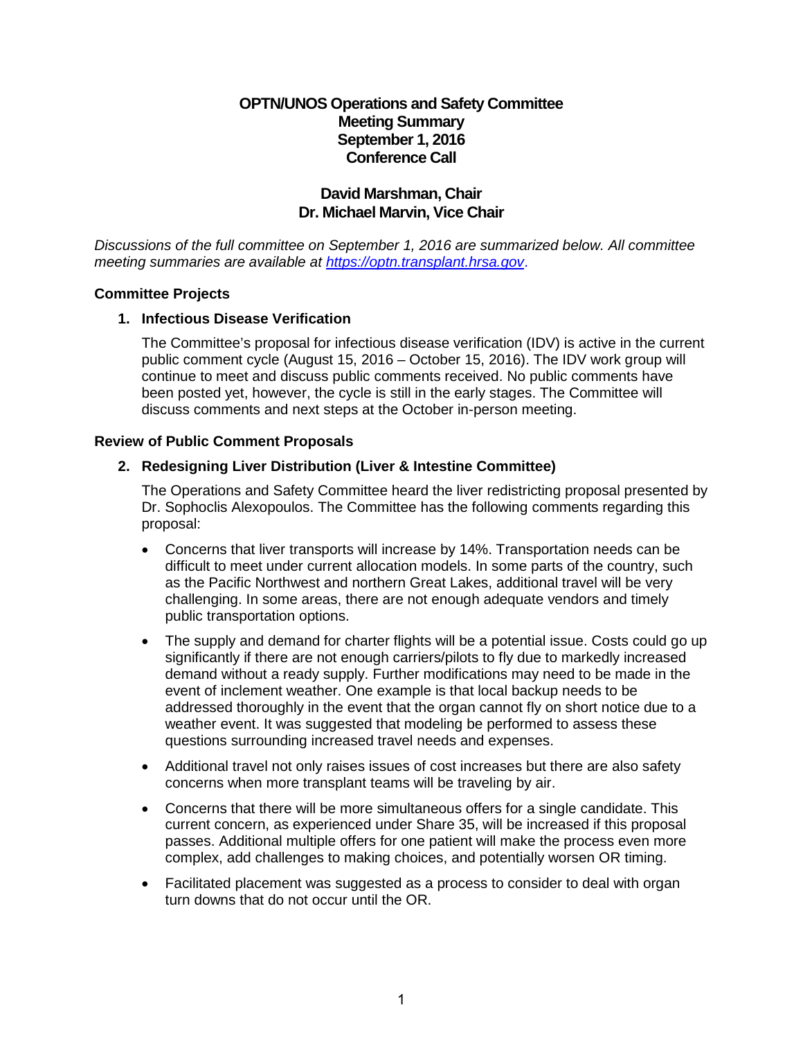# OPTN/UNOS Operations and Safety Committee
## Meeting Summary
## September 1, 2016
## Conference Call

**David Marshman, Chair**
**Dr. Michael Marvin, Vice Chair**

*Discussions of the full committee on September 1, 2016 are summarized below. All committee meeting summaries are available at [https://optn.transplant.hrsa.gov](https://optn.transplant.hrsa.gov).*

### Committee Projects

**1. Infectious Disease Verification**

The Committee's proposal for infectious disease verification (IDV) is active in the current public comment cycle (August 15, 2016 – October 15, 2016). The IDV work group will continue to meet and discuss public comments received. No public comments have been posted yet, however, the cycle is still in the early stages. The Committee will discuss comments and next steps at the October in-person meeting.

### Review of Public Comment Proposals

**2. Redesigning Liver Distribution (Liver & Intestine Committee)**

The Operations and Safety Committee heard the liver redistricting proposal presented by Dr. Sophoclis Alexopoulos. The Committee has the following comments regarding this proposal:

- Concerns that liver transports will increase by 14%. Transportation needs can be difficult to meet under current allocation models. In some parts of the country, such as the Pacific Northwest and northern Great Lakes, additional travel will be very challenging. In some areas, there are not enough adequate vendors and timely public transportation options.
- The supply and demand for charter flights will be a potential issue. Costs could go up significantly if there are not enough carriers/pilots to fly due to markedly increased demand without a ready supply. Further modifications may need to be made in the event of inclement weather. One example is that local backup needs to be addressed thoroughly in the event that the organ cannot fly on short notice due to a weather event. It was suggested that modeling be performed to assess these questions surrounding increased travel needs and expenses.
- Additional travel not only raises issues of cost increases but there are also safety concerns when more transplant teams will be traveling by air.
- Concerns that there will be more simultaneous offers for a single candidate. This current concern, as experienced under Share 35, will be increased if this proposal passes. Additional multiple offers for one patient will make the process even more complex, add challenges to making choices, and potentially worsen OR timing.
- Facilitated placement was suggested as a process to consider to deal with organ turn downs that do not occur until the OR.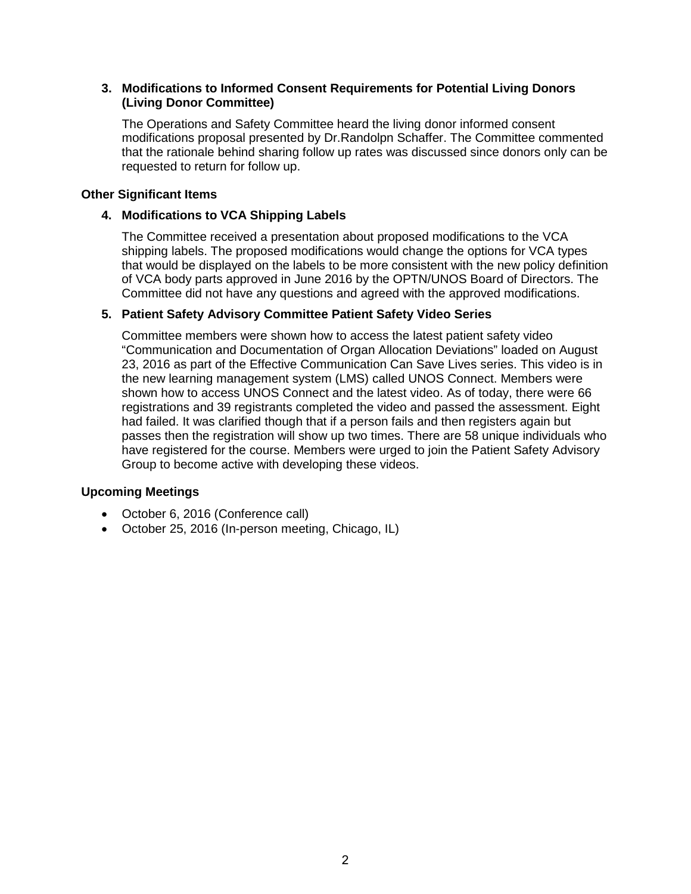3. **Modifications to Informed Consent Requirements for Potential Living Donors (Living Donor Committee)**

   The Operations and Safety Committee heard the living donor informed consent modifications proposal presented by Dr.Randolpn Schaffer. The Committee commented that the rationale behind sharing follow up rates was discussed since donors only can be requested to return for follow up.

### Other Significant Items

4. **Modifications to VCA Shipping Labels**

   The Committee received a presentation about proposed modifications to the VCA shipping labels. The proposed modifications would change the options for VCA types that would be displayed on the labels to be more consistent with the new policy definition of VCA body parts approved in June 2016 by the OPTN/UNOS Board of Directors. The Committee did not have any questions and agreed with the approved modifications.

5. **Patient Safety Advisory Committee Patient Safety Video Series**

   Committee members were shown how to access the latest patient safety video "Communication and Documentation of Organ Allocation Deviations" loaded on August 23, 2016 as part of the Effective Communication Can Save Lives series. This video is in the new learning management system (LMS) called UNOS Connect. Members were shown how to access UNOS Connect and the latest video. As of today, there were 66 registrations and 39 registrants completed the video and passed the assessment. Eight had failed. It was clarified though that if a person fails and then registers again but passes then the registration will show up two times. There are 58 unique individuals who have registered for the course. Members were urged to join the Patient Safety Advisory Group to become active with developing these videos.

### Upcoming Meetings

- October 6, 2016 (Conference call)
- October 25, 2016 (In-person meeting, Chicago, IL)